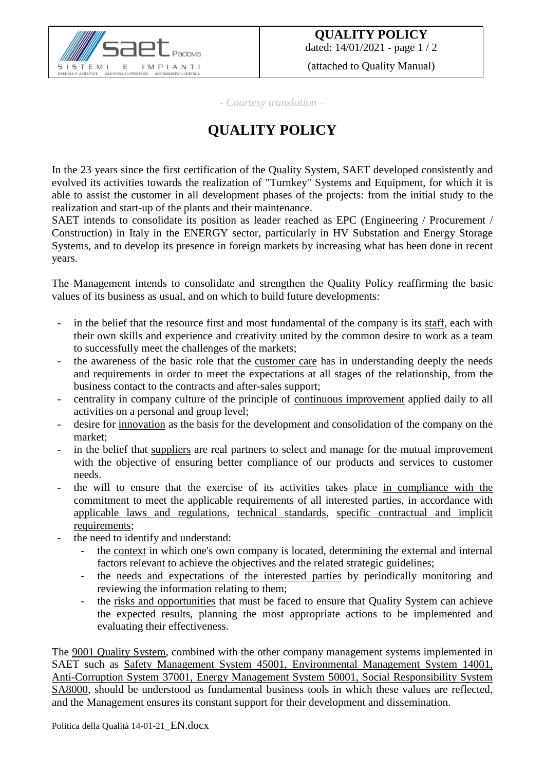- *Courtesy translation* –

# QUALITY POLICY

In the 23 years since the first certification of the Quality System, SAET developed consistently and evolved its activities towards the realization of "Turnkey" Systems and Equipment, for which it is able to assist the customer in all development phases of the projects: from the initial study to the realization and start-up of the plants and their maintenance.
SAET intends to consolidate its position as leader reached as EPC (Engineering / Procurement / Construction) in Italy in the ENERGY sector, particularly in HV Substation and Energy Storage Systems, and to develop its presence in foreign markets by increasing what has been done in recent years.

The Management intends to consolidate and strengthen the Quality Policy reaffirming the basic values of its business as usual, and on which to build future developments:

- in the belief that the resource first and most fundamental of the company is its staff, each with their own skills and experience and creativity united by the common desire to work as a team to successfully meet the challenges of the markets;
- the awareness of the basic role that the customer care has in understanding deeply the needs and requirements in order to meet the expectations at all stages of the relationship, from the business contact to the contracts and after-sales support;
- centrality in company culture of the principle of continuous improvement applied daily to all activities on a personal and group level;
- desire for innovation as the basis for the development and consolidation of the company on the market;
- in the belief that suppliers are real partners to select and manage for the mutual improvement with the objective of ensuring better compliance of our products and services to customer needs.
- the will to ensure that the exercise of its activities takes place in compliance with the commitment to meet the applicable requirements of all interested parties, in accordance with applicable laws and regulations, technical standards, specific contractual and implicit requirements;
- the need to identify and understand:
  - the context in which one's own company is located, determining the external and internal factors relevant to achieve the objectives and the related strategic guidelines;
  - the needs and expectations of the interested parties by periodically monitoring and reviewing the information relating to them;
  - the risks and opportunities that must be faced to ensure that Quality System can achieve the expected results, planning the most appropriate actions to be implemented and evaluating their effectiveness.

The 9001 Quality System, combined with the other company management systems implemented in SAET such as Safety Management System 45001, Environmental Management System 14001, Anti-Corruption System 37001, Energy Management System 50001, Social Responsibility System SA8000, should be understood as fundamental business tools in which these values are reflected, and the Management ensures its constant support for their development and dissemination.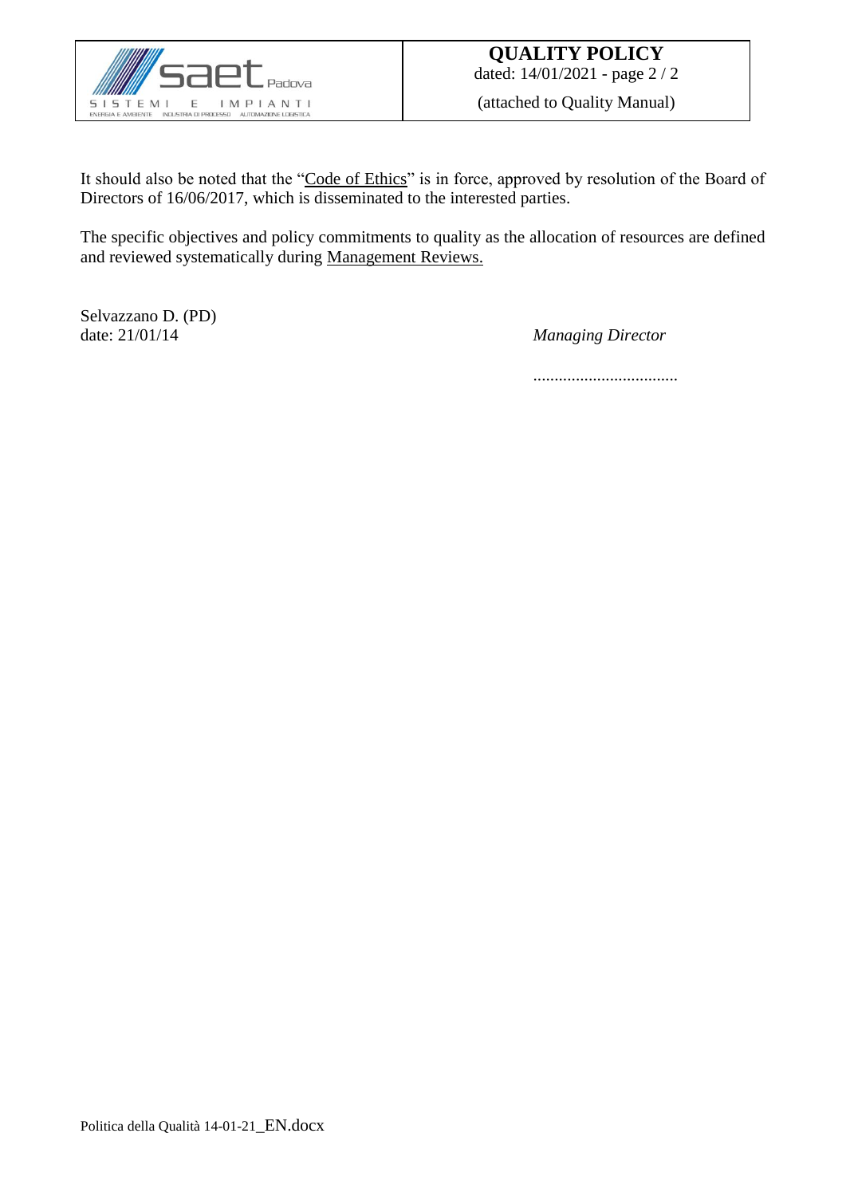It should also be noted that the "Code of Ethics" is in force, approved by resolution of the Board of Directors of 16/06/2017, which is disseminated to the interested parties.

The specific objectives and policy commitments to quality as the allocation of resources are defined and reviewed systematically during Management Reviews.

Selvazzano D. (PD)
date: 21/01/14

*Managing Director*

..................................